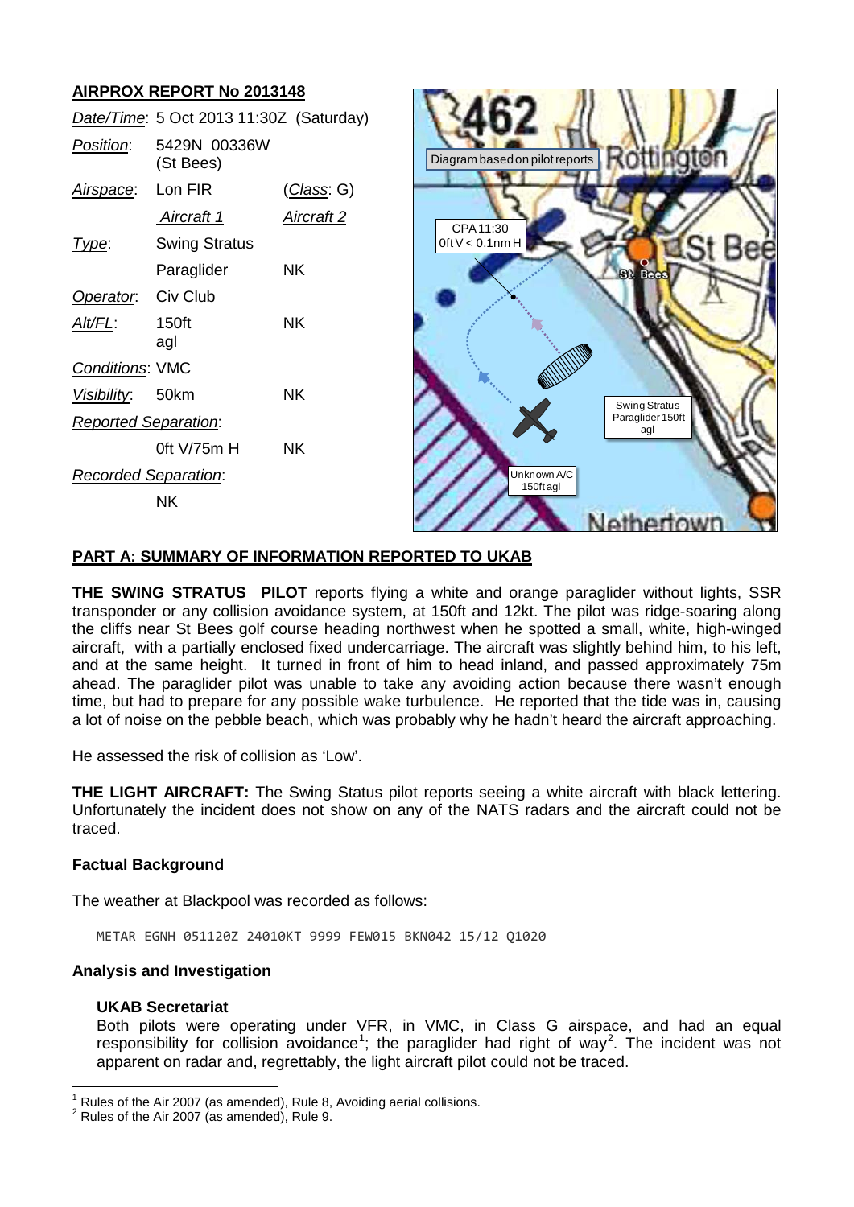## AIRPROX REPORT No 2013148

| | | |
|---|---|---|
| *Date/Time*: | 5 Oct 2013 11:30Z (Saturday) | |
| *Position*: | 5429N 00336W (St Bees) | |
| *Airspace*: | Lon FIR | (*Class*: G) |
| | *Aircraft 1* | *Aircraft 2* |
| *Type*: | Swing Stratus Paraglider | NK |
| *Operator*: | Civ Club | |
| *Alt/FL*: | 150ft agl | NK |
| *Conditions*: | VMC | |
| *Visibility*: | 50km | NK |
| *Reported Separation*: | | |
| | 0ft V/75m H | NK |
| *Recorded Separation*: | | |
| | NK | |

Diagram based on pilot reports

CPA 11:30 0ft V < 0.1nm H

Swing Stratus Paraglider 150ft agl

Unknown A/C 150ft agl

### PART A: SUMMARY OF INFORMATION REPORTED TO UKAB

**THE SWING STRATUS PILOT** reports flying a white and orange paraglider without lights, SSR transponder or any collision avoidance system, at 150ft and 12kt. The pilot was ridge-soaring along the cliffs near St Bees golf course heading northwest when he spotted a small, white, high-winged aircraft, with a partially enclosed fixed undercarriage. The aircraft was slightly behind him, to his left, and at the same height. It turned in front of him to head inland, and passed approximately 75m ahead. The paraglider pilot was unable to take any avoiding action because there wasn't enough time, but had to prepare for any possible wake turbulence. He reported that the tide was in, causing a lot of noise on the pebble beach, which was probably why he hadn't heard the aircraft approaching.

He assessed the risk of collision as 'Low'.

**THE LIGHT AIRCRAFT:** The Swing Status pilot reports seeing a white aircraft with black lettering. Unfortunately the incident does not show on any of the NATS radars and the aircraft could not be traced.

#### Factual Background

The weather at Blackpool was recorded as follows:

```
METAR EGNH 051120Z 24010KT 9999 FEW015 BKN042 15/12 Q1020
```

#### Analysis and Investigation

**UKAB Secretariat**

Both pilots were operating under VFR, in VMC, in Class G airspace, and had an equal responsibility for collision avoidance[1]; the paraglider had right of way[2]. The incident was not apparent on radar and, regrettably, the light aircraft pilot could not be traced.

[1] Rules of the Air 2007 (as amended), Rule 8, Avoiding aerial collisions.

[2] Rules of the Air 2007 (as amended), Rule 9.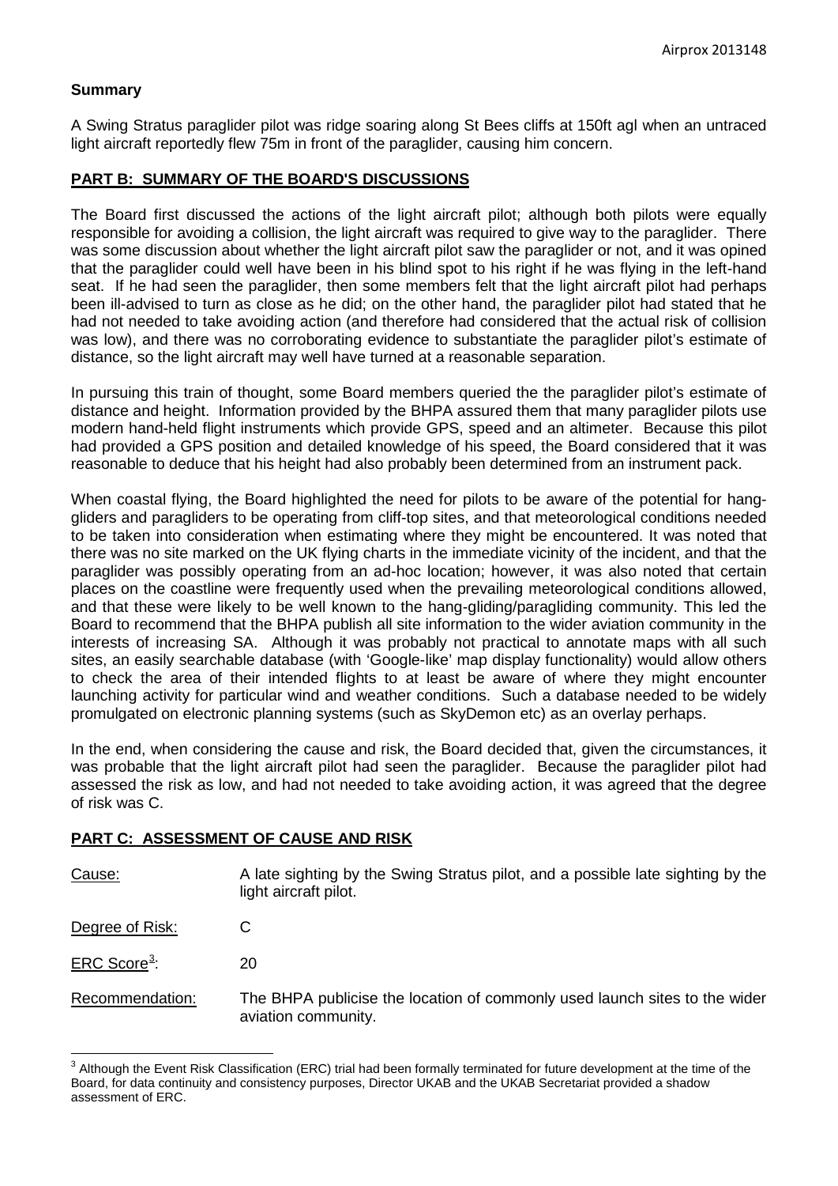**Summary**

A Swing Stratus paraglider pilot was ridge soaring along St Bees cliffs at 150ft agl when an untraced light aircraft reportedly flew 75m in front of the paraglider, causing him concern.

## PART B: SUMMARY OF THE BOARD'S DISCUSSIONS

The Board first discussed the actions of the light aircraft pilot; although both pilots were equally responsible for avoiding a collision, the light aircraft was required to give way to the paraglider. There was some discussion about whether the light aircraft pilot saw the paraglider or not, and it was opined that the paraglider could well have been in his blind spot to his right if he was flying in the left-hand seat. If he had seen the paraglider, then some members felt that the light aircraft pilot had perhaps been ill-advised to turn as close as he did; on the other hand, the paraglider pilot had stated that he had not needed to take avoiding action (and therefore had considered that the actual risk of collision was low), and there was no corroborating evidence to substantiate the paraglider pilot's estimate of distance, so the light aircraft may well have turned at a reasonable separation.

In pursuing this train of thought, some Board members queried the the paraglider pilot's estimate of distance and height. Information provided by the BHPA assured them that many paraglider pilots use modern hand-held flight instruments which provide GPS, speed and an altimeter. Because this pilot had provided a GPS position and detailed knowledge of his speed, the Board considered that it was reasonable to deduce that his height had also probably been determined from an instrument pack.

When coastal flying, the Board highlighted the need for pilots to be aware of the potential for hang-gliders and paragliders to be operating from cliff-top sites, and that meteorological conditions needed to be taken into consideration when estimating where they might be encountered. It was noted that there was no site marked on the UK flying charts in the immediate vicinity of the incident, and that the paraglider was possibly operating from an ad-hoc location; however, it was also noted that certain places on the coastline were frequently used when the prevailing meteorological conditions allowed, and that these were likely to be well known to the hang-gliding/paragliding community. This led the Board to recommend that the BHPA publish all site information to the wider aviation community in the interests of increasing SA. Although it was probably not practical to annotate maps with all such sites, an easily searchable database (with 'Google-like' map display functionality) would allow others to check the area of their intended flights to at least be aware of where they might encounter launching activity for particular wind and weather conditions. Such a database needed to be widely promulgated on electronic planning systems (such as SkyDemon etc) as an overlay perhaps.

In the end, when considering the cause and risk, the Board decided that, given the circumstances, it was probable that the light aircraft pilot had seen the paraglider. Because the paraglider pilot had assessed the risk as low, and had not needed to take avoiding action, it was agreed that the degree of risk was C.

## PART C: ASSESSMENT OF CAUSE AND RISK

| | |
|---|---|
| Cause: | A late sighting by the Swing Stratus pilot, and a possible late sighting by the light aircraft pilot. |
| Degree of Risk: | C |
| ERC Score[3]: | 20 |
| Recommendation: | The BHPA publicise the location of commonly used launch sites to the wider aviation community. |

[3] Although the Event Risk Classification (ERC) trial had been formally terminated for future development at the time of the Board, for data continuity and consistency purposes, Director UKAB and the UKAB Secretariat provided a shadow assessment of ERC.